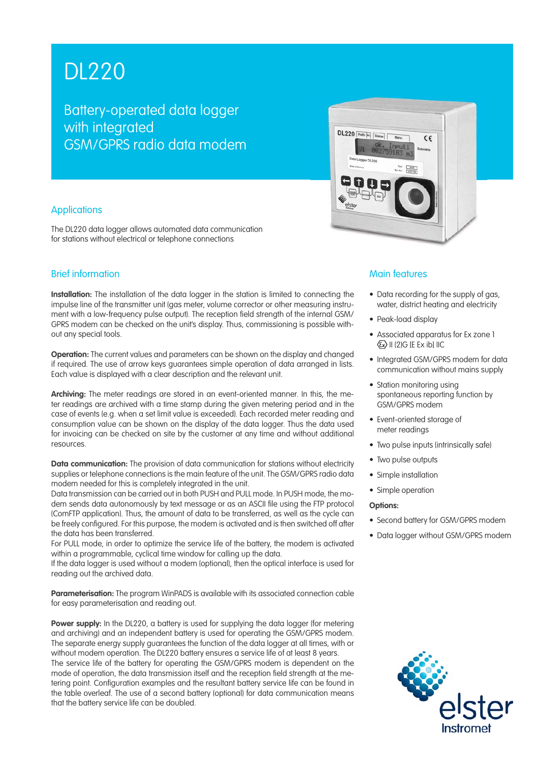# DL220

## Battery-operated data logger with integrated GSM/GPRS radio data modem

## Applications

The DL220 data logger allows automated data communication for stations without electrical or telephone connections

## Brief information

**Installation:** The installation of the data logger in the station is limited to connecting the impulse line of the transmitter unit (gas meter, volume corrector or other measuring instrument with a low-frequency pulse output). The reception field strength of the internal GSM/GPRS modem can be checked on the unit's display. Thus, commissioning is possible without any special tools.

**Operation:** The current values and parameters can be shown on the display and changed if required. The use of arrow keys guarantees simple operation of data arranged in lists. Each value is displayed with a clear description and the relevant unit.

**Archiving:** The meter readings are stored in an event-oriented manner. In this, the meter readings are archived with a time stamp during the given metering period and in the case of events (e.g. when a set limit value is exceeded). Each recorded meter reading and consumption value can be shown on the display of the data logger. Thus the data used for invoicing can be checked on site by the customer at any time and without additional resources.

**Data communication:** The provision of data communication for stations without electricity supplies or telephone connections is the main feature of the unit. The GSM/GPRS radio data modem needed for this is completely integrated in the unit.
Data transmission can be carried out in both PUSH and PULL mode. In PUSH mode, the modem sends data autonomously by text message or as an ASCII file using the FTP protocol (ComFTP application). Thus, the amount of data to be transferred, as well as the cycle can be freely configured. For this purpose, the modem is activated and is then switched off after the data has been transferred.
For PULL mode, in order to optimize the service life of the battery, the modem is activated within a programmable, cyclical time window for calling up the data.
If the data logger is used without a modem (optional), then the optical interface is used for reading out the archived data.

**Parameterisation:** The program WinPADS is available with its associated connection cable for easy parameterisation and reading out.

**Power supply:** In the DL220, a battery is used for supplying the data logger (for metering and archiving) and an independent battery is used for operating the GSM/GPRS modem. The separate energy supply guarantees the function of the data logger at all times, with or without modem operation. The DL220 battery ensures a service life of at least 8 years.
The service life of the battery for operating the GSM/GPRS modem is dependent on the mode of operation, the data transmission itself and the reception field strength at the metering point. Configuration examples and the resultant battery service life can be found in the table overleaf. The use of a second battery (optional) for data communication means that the battery service life can be doubled.

## Main features

- Data recording for the supply of gas, water, district heating and electricity
- Peak-load display
- Associated apparatus for Ex zone 1 Ex II (2)G [E Ex ib] IIC
- Integrated GSM/GPRS modem for data communication without mains supply
- Station monitoring using spontaneous reporting function by GSM/GPRS modem
- Event-oriented storage of meter readings
- Two pulse inputs (intrinsically safe)
- Two pulse outputs
- Simple installation
- Simple operation

**Options:**

- Second battery for GSM/GPRS modem
- Data logger without GSM/GPRS modem

elster Instromet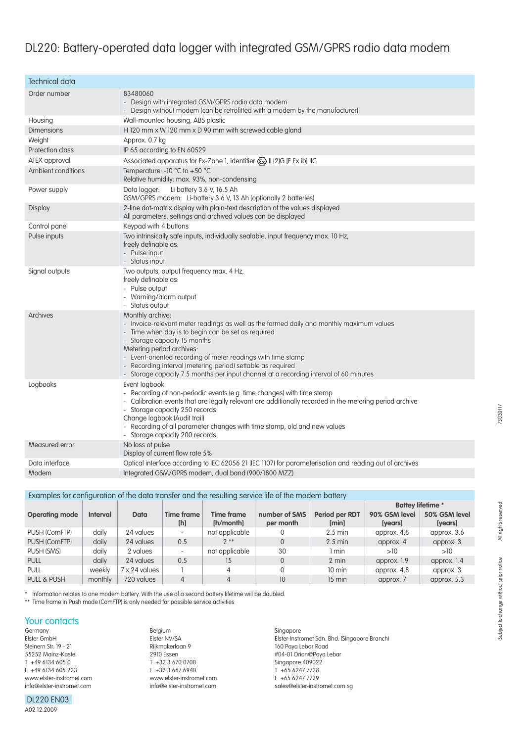# DL220: Battery-operated data logger with integrated GSM/GPRS radio data modem

| Technical data | |
|---|---|
| Order number | 83480060<br>- Design with integrated GSM/GPRS radio data modem<br>- Design without modem (can be retrofitted with a modem by the manufacturer) |
| Housing | Wall-mounted housing, ABS plastic |
| Dimensions | H 120 mm x W 120 mm x D 90 mm with screwed cable gland |
| Weight | Approx. 0.7 kg |
| Protection class | IP 65 according to EN 60529 |
| ATEX approval | Associated apparatus for Ex-Zone 1, identifier ⟨Ex⟩ II (2)G [E Ex ib] IIC |
| Ambient conditions | Temperature: -10 °C to +50 °C<br>Relative humidity: max. 93%, non-condensing |
| Power supply | Data logger: Li battery 3.6 V, 16.5 Ah<br>GSM/GPRS modem: Li-battery 3.6 V, 13 Ah (optionally 2 batteries) |
| Display | 2-line dot-matrix display with plain-text description of the values displayed<br>All parameters, settings and archived values can be displayed |
| Control panel | Keypad with 4 buttons |
| Pulse inputs | Two intrinsically safe inputs, individually sealable, input frequency max. 10 Hz,<br>freely definable as:<br>- Pulse input<br>- Status input |
| Signal outputs | Two outputs, output frequency max. 4 Hz,<br>freely definable as:<br>- Pulse output<br>- Warning/alarm output<br>- Status output |
| Archives | Monthly archive:<br>- Invoice-relevant meter readings as well as the formed daily and monthly maximum values<br>- Time when day is to begin can be set as required<br>- Storage capacity 15 months<br>Metering period archives:<br>- Event-oriented recording of meter readings with time stamp<br>- Recording interval (metering period) settable as required<br>- Storage capacity 7.5 months per input channel at a recording interval of 60 minutes |
| Logbooks | Event logbook<br>- Recording of non-periodic events (e.g. time changes) with time stamp<br>- Calibration events that are legally relevant are additionally recorded in the metering period archive<br>- Storage capacity 250 records<br>Change logbook (Audit trail)<br>- Recording of all parameter changes with time stamp, old and new values<br>- Storage capacity 200 records |
| Measured error | No loss of pulse<br>Display of current flow rate 5% |
| Data interface | Optical interface according to IEC 62056 21 (IEC 1107) for parameterisation and reading out of archives |
| Modem | Integrated GSM/GPRS modem, dual band (900/1800 MZZ) |

## Examples for configuration of the data transfer and the resulting service life of the modem battery

| | | | | | | | Battey lifetime * | |
|---|---|---|---|---|---|---|---|---|
| **Operating mode** | **Interval** | **Data** | **Time frame [h]** | **Time frame [h/month]** | **number of SMS per month** | **Period per RDT [min]** | **90% GSM level [years]** | **50% GSM level [years]** |
| PUSH (ComFTP) | daily | 24 values | - | not applicable | 0 | 2.5 min | approx. 4.8 | approx. 3.6 |
| PUSH (ComFTP) | daily | 24 values | 0.5 | 2 ** | 0 | 2.5 min | approx. 4 | approx. 3 |
| PUSH (SMS) | daily | 2 values | - | not applicable | 30 | 1 min | >10 | >10 |
| PULL | daily | 24 values | 0.5 | 15 | 0 | 2 min | approx. 1.9 | approx. 1.4 |
| PULL | weekly | 7 x 24 values | 1 | 4 | 0 | 10 min | approx. 4.8 | approx. 3 |
| PULL & PUSH | monthly | 720 values | 4 | 4 | 10 | 15 min | approx. 7 | approx. 5.3 |

\* Information relates to one modem battery. With the use of a second battery lifetime will be doubled.
\*\* Time frame in Push mode (ComFTP) is only needed for possible service activities

## Your contacts

Germany
Elster GmbH
Steinern Str. 19 - 21
55252 Mainz-Kastel
T +49 6134 605 0
F +49 6134 605 223
www.elster-instromet.com
info@elster-instromet.com

Belgium
Elster NV/SA
Rijkmakerlaan 9
2910 Essen
T +32 3 670 0700
F +32 3 667 6940
www.elster-instromet.com
info@elster-instromet.com

Singapore
Elster-Instromet Sdn. Bhd. (Singapore Branch)
160 Paya Lebar Road
#04-01 Orion@Paya Lebar
Singapore 409022
T +65 6247 7728
F +65 6247 7729
sales@elster-instromet.com.sg

DL220 EN03
A02.12.2009

73030117
All rights reserved
Subject to change without prior notice